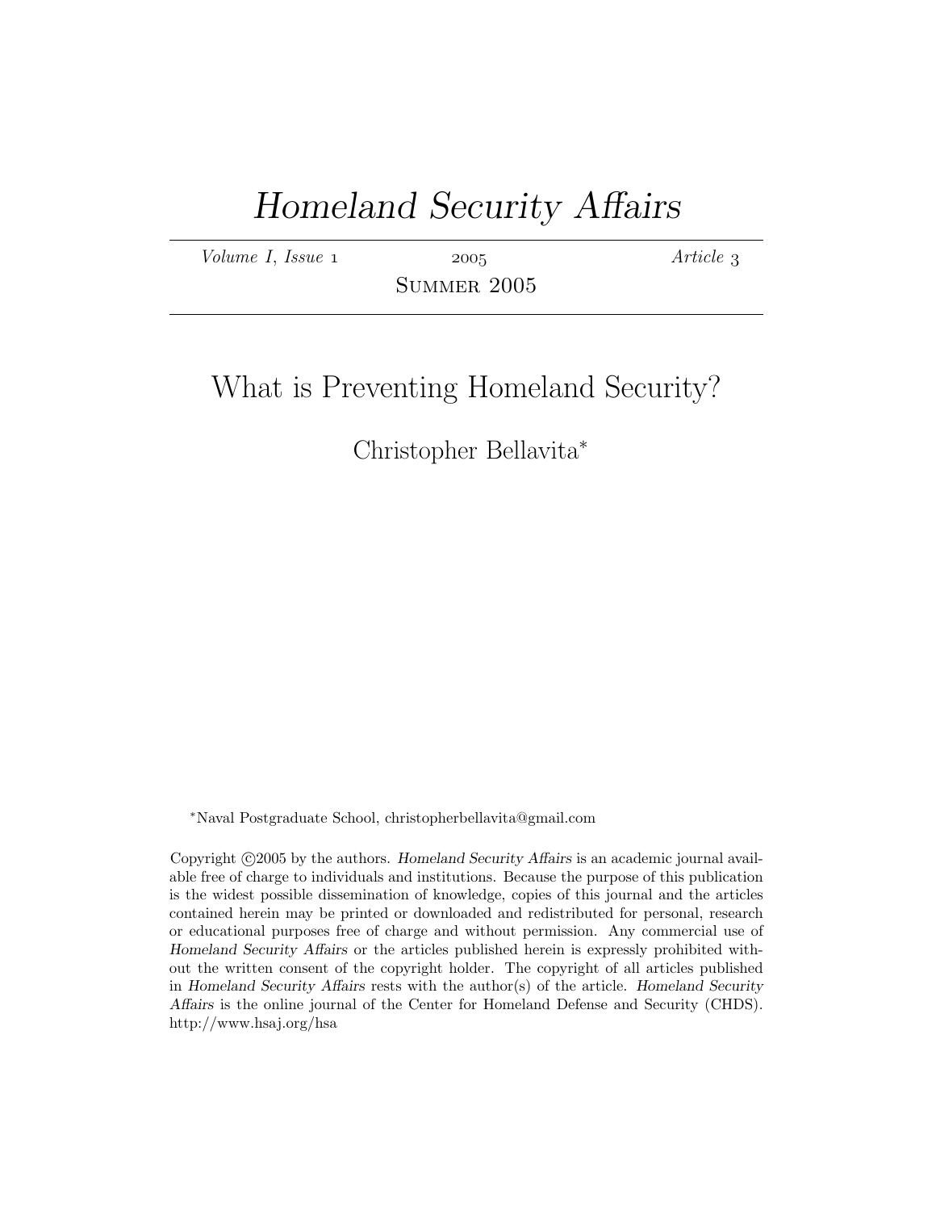# *Homeland Security Affairs*

*Volume I, Issue 1* 2005 *Article 3*

Summer 2005

## What is Preventing Homeland Security?

Christopher Bellavita*

*Naval Postgraduate School, christopherbellavita@gmail.com

Copyright ©2005 by the authors. *Homeland Security Affairs* is an academic journal available free of charge to individuals and institutions. Because the purpose of this publication is the widest possible dissemination of knowledge, copies of this journal and the articles contained herein may be printed or downloaded and redistributed for personal, research or educational purposes free of charge and without permission. Any commercial use of *Homeland Security Affairs* or the articles published herein is expressly prohibited without the written consent of the copyright holder. The copyright of all articles published in *Homeland Security Affairs* rests with the author(s) of the article. *Homeland Security Affairs* is the online journal of the Center for Homeland Defense and Security (CHDS). http://www.hsaj.org/hsa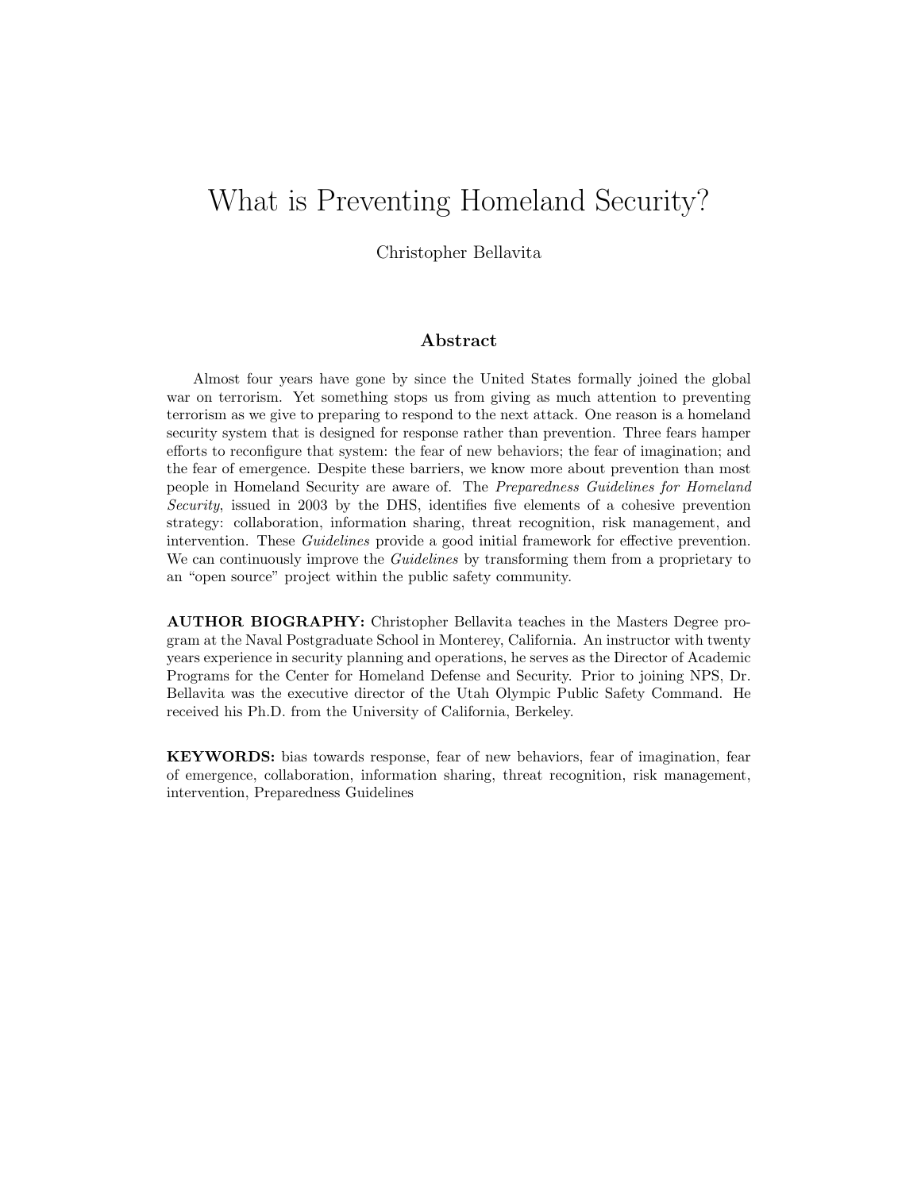# What is Preventing Homeland Security?

Christopher Bellavita

## Abstract

Almost four years have gone by since the United States formally joined the global war on terrorism. Yet something stops us from giving as much attention to preventing terrorism as we give to preparing to respond to the next attack. One reason is a homeland security system that is designed for response rather than prevention. Three fears hamper efforts to reconfigure that system: the fear of new behaviors; the fear of imagination; and the fear of emergence. Despite these barriers, we know more about prevention than most people in Homeland Security are aware of. The *Preparedness Guidelines for Homeland Security*, issued in 2003 by the DHS, identifies five elements of a cohesive prevention strategy: collaboration, information sharing, threat recognition, risk management, and intervention. These *Guidelines* provide a good initial framework for effective prevention. We can continuously improve the *Guidelines* by transforming them from a proprietary to an "open source" project within the public safety community.

**AUTHOR BIOGRAPHY:** Christopher Bellavita teaches in the Masters Degree program at the Naval Postgraduate School in Monterey, California. An instructor with twenty years experience in security planning and operations, he serves as the Director of Academic Programs for the Center for Homeland Defense and Security. Prior to joining NPS, Dr. Bellavita was the executive director of the Utah Olympic Public Safety Command. He received his Ph.D. from the University of California, Berkeley.

**KEYWORDS:** bias towards response, fear of new behaviors, fear of imagination, fear of emergence, collaboration, information sharing, threat recognition, risk management, intervention, Preparedness Guidelines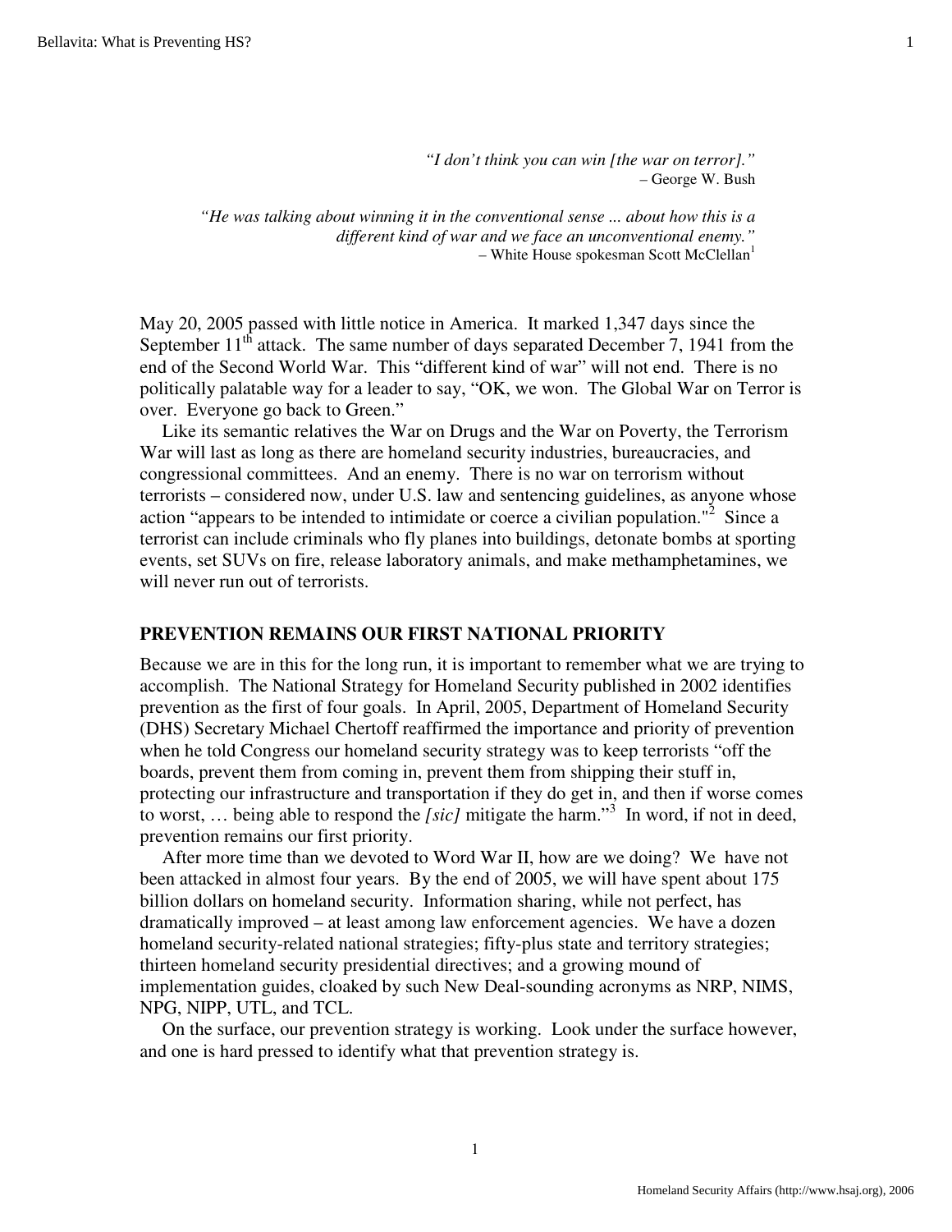> *"I don't think you can win [the war on terror]."*
> – George W. Bush
>
> *"He was talking about winning it in the conventional sense ... about how this is a different kind of war and we face an unconventional enemy."*
> – White House spokesman Scott McClellan[1]

May 20, 2005 passed with little notice in America. It marked 1,347 days since the September 11th attack. The same number of days separated December 7, 1941 from the end of the Second World War. This "different kind of war" will not end. There is no politically palatable way for a leader to say, "OK, we won. The Global War on Terror is over. Everyone go back to Green."

Like its semantic relatives the War on Drugs and the War on Poverty, the Terrorism War will last as long as there are homeland security industries, bureaucracies, and congressional committees. And an enemy. There is no war on terrorism without terrorists – considered now, under U.S. law and sentencing guidelines, as anyone whose action "appears to be intended to intimidate or coerce a civilian population."[2] Since a terrorist can include criminals who fly planes into buildings, detonate bombs at sporting events, set SUVs on fire, release laboratory animals, and make methamphetamines, we will never run out of terrorists.

## PREVENTION REMAINS OUR FIRST NATIONAL PRIORITY

Because we are in this for the long run, it is important to remember what we are trying to accomplish. The National Strategy for Homeland Security published in 2002 identifies prevention as the first of four goals. In April, 2005, Department of Homeland Security (DHS) Secretary Michael Chertoff reaffirmed the importance and priority of prevention when he told Congress our homeland security strategy was to keep terrorists "off the boards, prevent them from coming in, prevent them from shipping their stuff in, protecting our infrastructure and transportation if they do get in, and then if worse comes to worst, … being able to respond the *[sic]* mitigate the harm."[3] In word, if not in deed, prevention remains our first priority.

After more time than we devoted to Word War II, how are we doing? We have not been attacked in almost four years. By the end of 2005, we will have spent about 175 billion dollars on homeland security. Information sharing, while not perfect, has dramatically improved – at least among law enforcement agencies. We have a dozen homeland security-related national strategies; fifty-plus state and territory strategies; thirteen homeland security presidential directives; and a growing mound of implementation guides, cloaked by such New Deal-sounding acronyms as NRP, NIMS, NPG, NIPP, UTL, and TCL.

On the surface, our prevention strategy is working. Look under the surface however, and one is hard pressed to identify what that prevention strategy is.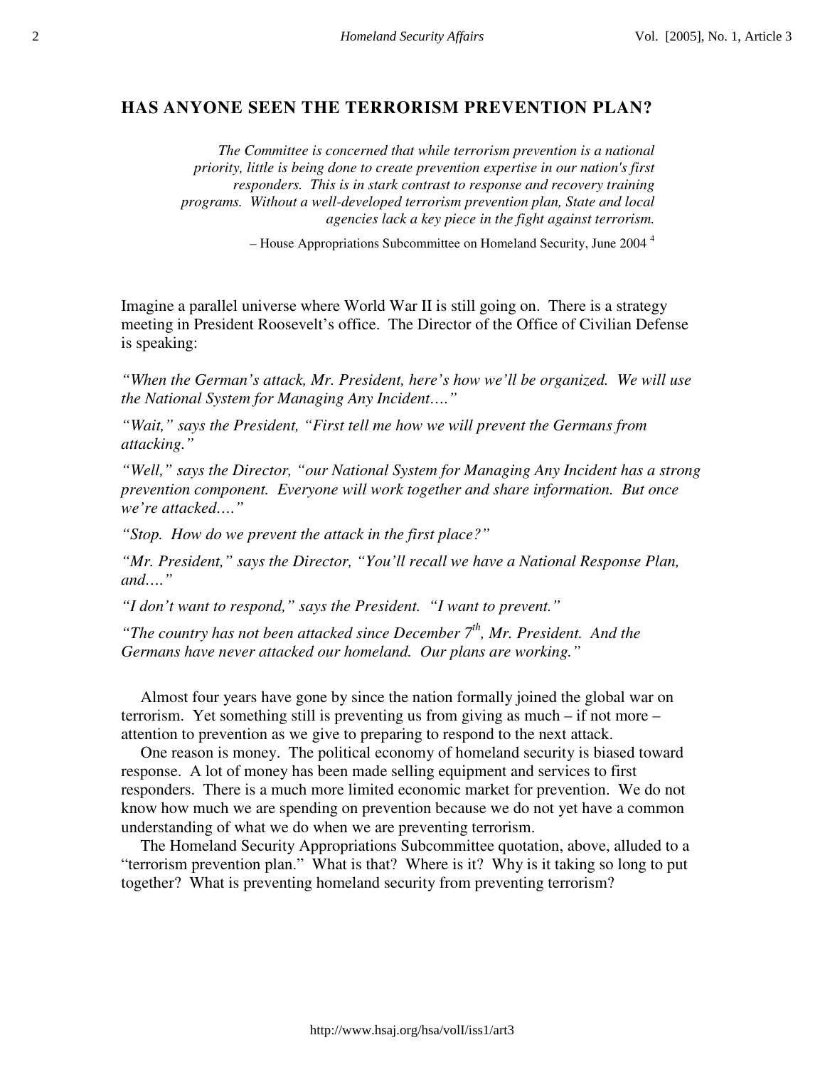## HAS ANYONE SEEN THE TERRORISM PREVENTION PLAN?

> *The Committee is concerned that while terrorism prevention is a national priority, little is being done to create prevention expertise in our nation's first responders. This is in stark contrast to response and recovery training programs. Without a well-developed terrorism prevention plan, State and local agencies lack a key piece in the fight against terrorism.*
>
> – House Appropriations Subcommittee on Homeland Security, June 2004 [4]

Imagine a parallel universe where World War II is still going on. There is a strategy meeting in President Roosevelt's office. The Director of the Office of Civilian Defense is speaking:

*"When the German's attack, Mr. President, here's how we'll be organized. We will use the National System for Managing Any Incident…."*

*"Wait," says the President, "First tell me how we will prevent the Germans from attacking."*

*"Well," says the Director, "our National System for Managing Any Incident has a strong prevention component. Everyone will work together and share information. But once we're attacked…."*

*"Stop. How do we prevent the attack in the first place?"*

*"Mr. President," says the Director, "You'll recall we have a National Response Plan, and…."*

*"I don't want to respond," says the President. "I want to prevent."*

*"The country has not been attacked since December 7th, Mr. President. And the Germans have never attacked our homeland. Our plans are working."*

Almost four years have gone by since the nation formally joined the global war on terrorism. Yet something still is preventing us from giving as much – if not more – attention to prevention as we give to preparing to respond to the next attack.

One reason is money. The political economy of homeland security is biased toward response. A lot of money has been made selling equipment and services to first responders. There is a much more limited economic market for prevention. We do not know how much we are spending on prevention because we do not yet have a common understanding of what we do when we are preventing terrorism.

The Homeland Security Appropriations Subcommittee quotation, above, alluded to a "terrorism prevention plan." What is that? Where is it? Why is it taking so long to put together? What is preventing homeland security from preventing terrorism?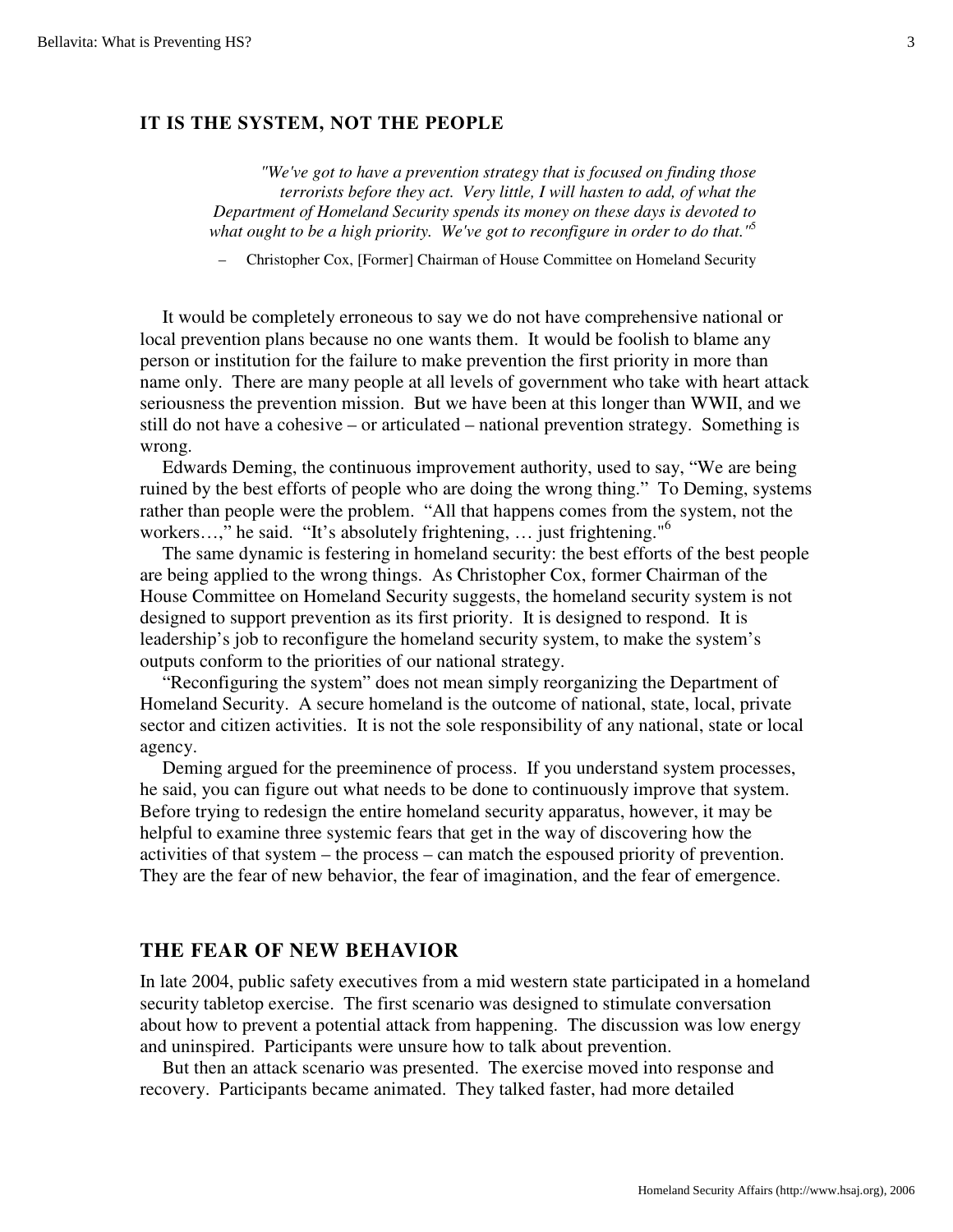## IT IS THE SYSTEM, NOT THE PEOPLE

> *"We've got to have a prevention strategy that is focused on finding those terrorists before they act. Very little, I will hasten to add, of what the Department of Homeland Security spends its money on these days is devoted to what ought to be a high priority. We've got to reconfigure in order to do that."*[5]
>
> – Christopher Cox, [Former] Chairman of House Committee on Homeland Security

It would be completely erroneous to say we do not have comprehensive national or local prevention plans because no one wants them. It would be foolish to blame any person or institution for the failure to make prevention the first priority in more than name only. There are many people at all levels of government who take with heart attack seriousness the prevention mission. But we have been at this longer than WWII, and we still do not have a cohesive – or articulated – national prevention strategy. Something is wrong.

Edwards Deming, the continuous improvement authority, used to say, "We are being ruined by the best efforts of people who are doing the wrong thing." To Deming, systems rather than people were the problem. "All that happens comes from the system, not the workers…," he said. "It's absolutely frightening, … just frightening."[6]

The same dynamic is festering in homeland security: the best efforts of the best people are being applied to the wrong things. As Christopher Cox, former Chairman of the House Committee on Homeland Security suggests, the homeland security system is not designed to support prevention as its first priority. It is designed to respond. It is leadership's job to reconfigure the homeland security system, to make the system's outputs conform to the priorities of our national strategy.

"Reconfiguring the system" does not mean simply reorganizing the Department of Homeland Security. A secure homeland is the outcome of national, state, local, private sector and citizen activities. It is not the sole responsibility of any national, state or local agency.

Deming argued for the preeminence of process. If you understand system processes, he said, you can figure out what needs to be done to continuously improve that system. Before trying to redesign the entire homeland security apparatus, however, it may be helpful to examine three systemic fears that get in the way of discovering how the activities of that system – the process – can match the espoused priority of prevention. They are the fear of new behavior, the fear of imagination, and the fear of emergence.

## THE FEAR OF NEW BEHAVIOR

In late 2004, public safety executives from a mid western state participated in a homeland security tabletop exercise. The first scenario was designed to stimulate conversation about how to prevent a potential attack from happening. The discussion was low energy and uninspired. Participants were unsure how to talk about prevention.

But then an attack scenario was presented. The exercise moved into response and recovery. Participants became animated. They talked faster, had more detailed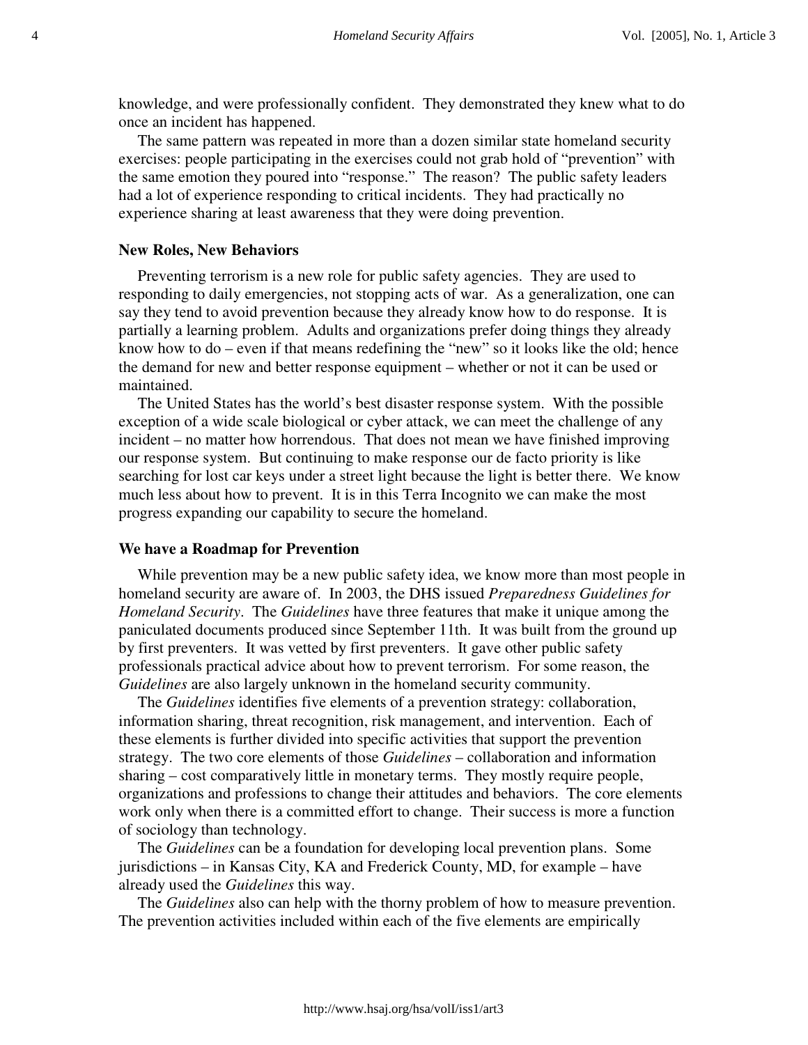knowledge, and were professionally confident. They demonstrated they knew what to do once an incident has happened.

The same pattern was repeated in more than a dozen similar state homeland security exercises: people participating in the exercises could not grab hold of "prevention" with the same emotion they poured into "response." The reason? The public safety leaders had a lot of experience responding to critical incidents. They had practically no experience sharing at least awareness that they were doing prevention.

**New Roles, New Behaviors**

Preventing terrorism is a new role for public safety agencies. They are used to responding to daily emergencies, not stopping acts of war. As a generalization, one can say they tend to avoid prevention because they already know how to do response. It is partially a learning problem. Adults and organizations prefer doing things they already know how to do – even if that means redefining the "new" so it looks like the old; hence the demand for new and better response equipment – whether or not it can be used or maintained.

The United States has the world's best disaster response system. With the possible exception of a wide scale biological or cyber attack, we can meet the challenge of any incident – no matter how horrendous. That does not mean we have finished improving our response system. But continuing to make response our de facto priority is like searching for lost car keys under a street light because the light is better there. We know much less about how to prevent. It is in this Terra Incognito we can make the most progress expanding our capability to secure the homeland.

**We have a Roadmap for Prevention**

While prevention may be a new public safety idea, we know more than most people in homeland security are aware of. In 2003, the DHS issued *Preparedness Guidelines for Homeland Security*. The *Guidelines* have three features that make it unique among the paniculated documents produced since September 11th. It was built from the ground up by first preventers. It was vetted by first preventers. It gave other public safety professionals practical advice about how to prevent terrorism. For some reason, the *Guidelines* are also largely unknown in the homeland security community.

The *Guidelines* identifies five elements of a prevention strategy: collaboration, information sharing, threat recognition, risk management, and intervention. Each of these elements is further divided into specific activities that support the prevention strategy. The two core elements of those *Guidelines* – collaboration and information sharing – cost comparatively little in monetary terms. They mostly require people, organizations and professions to change their attitudes and behaviors. The core elements work only when there is a committed effort to change. Their success is more a function of sociology than technology.

The *Guidelines* can be a foundation for developing local prevention plans. Some jurisdictions – in Kansas City, KA and Frederick County, MD, for example – have already used the *Guidelines* this way.

The *Guidelines* also can help with the thorny problem of how to measure prevention. The prevention activities included within each of the five elements are empirically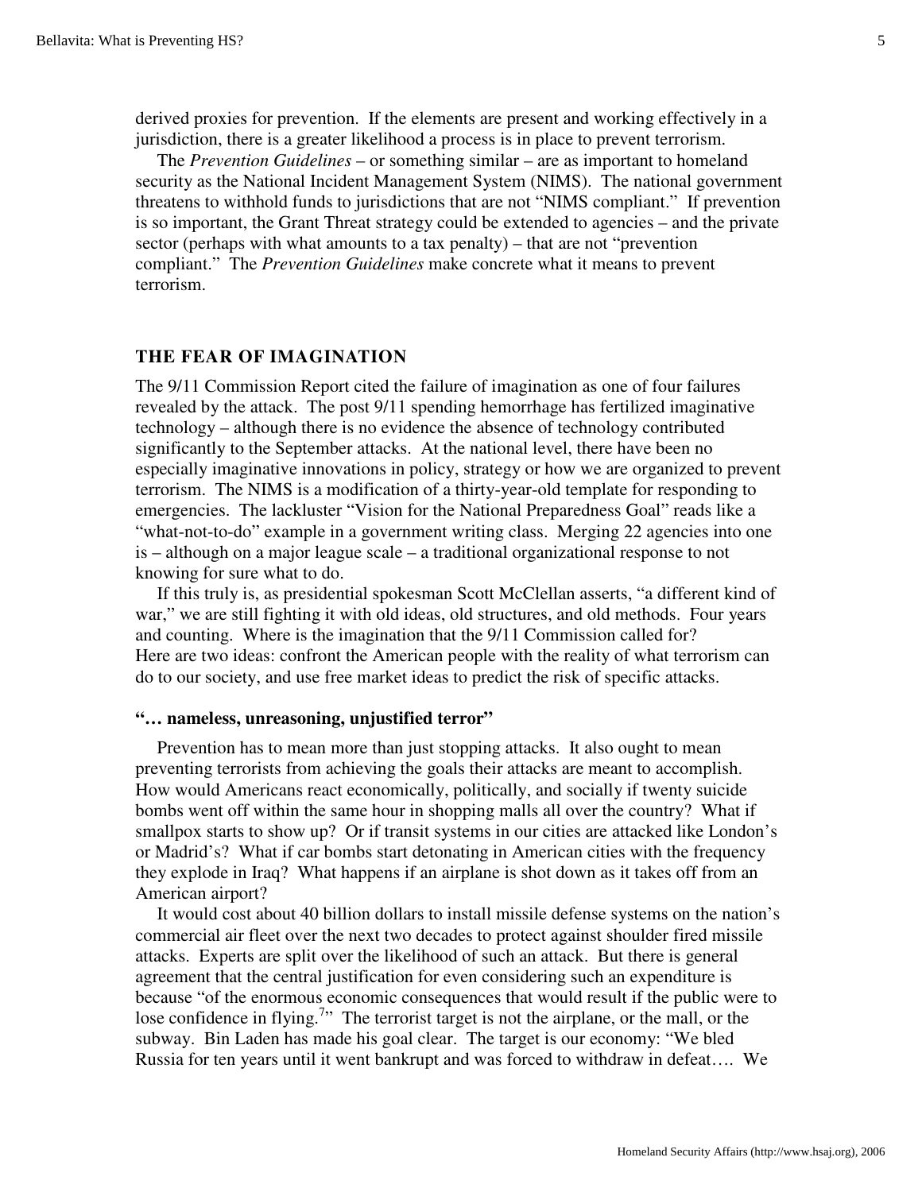derived proxies for prevention. If the elements are present and working effectively in a jurisdiction, there is a greater likelihood a process is in place to prevent terrorism.

The *Prevention Guidelines* – or something similar – are as important to homeland security as the National Incident Management System (NIMS). The national government threatens to withhold funds to jurisdictions that are not "NIMS compliant." If prevention is so important, the Grant Threat strategy could be extended to agencies – and the private sector (perhaps with what amounts to a tax penalty) – that are not "prevention compliant." The *Prevention Guidelines* make concrete what it means to prevent terrorism.

## THE FEAR OF IMAGINATION

The 9/11 Commission Report cited the failure of imagination as one of four failures revealed by the attack. The post 9/11 spending hemorrhage has fertilized imaginative technology – although there is no evidence the absence of technology contributed significantly to the September attacks. At the national level, there have been no especially imaginative innovations in policy, strategy or how we are organized to prevent terrorism. The NIMS is a modification of a thirty-year-old template for responding to emergencies. The lackluster "Vision for the National Preparedness Goal" reads like a "what-not-to-do" example in a government writing class. Merging 22 agencies into one is – although on a major league scale – a traditional organizational response to not knowing for sure what to do.

If this truly is, as presidential spokesman Scott McClellan asserts, "a different kind of war," we are still fighting it with old ideas, old structures, and old methods. Four years and counting. Where is the imagination that the 9/11 Commission called for? Here are two ideas: confront the American people with the reality of what terrorism can do to our society, and use free market ideas to predict the risk of specific attacks.

### "… nameless, unreasoning, unjustified terror"

Prevention has to mean more than just stopping attacks. It also ought to mean preventing terrorists from achieving the goals their attacks are meant to accomplish. How would Americans react economically, politically, and socially if twenty suicide bombs went off within the same hour in shopping malls all over the country? What if smallpox starts to show up? Or if transit systems in our cities are attacked like London's or Madrid's? What if car bombs start detonating in American cities with the frequency they explode in Iraq? What happens if an airplane is shot down as it takes off from an American airport?

It would cost about 40 billion dollars to install missile defense systems on the nation's commercial air fleet over the next two decades to protect against shoulder fired missile attacks. Experts are split over the likelihood of such an attack. But there is general agreement that the central justification for even considering such an expenditure is because "of the enormous economic consequences that would result if the public were to lose confidence in flying.[7]" The terrorist target is not the airplane, or the mall, or the subway. Bin Laden has made his goal clear. The target is our economy: "We bled Russia for ten years until it went bankrupt and was forced to withdraw in defeat…. We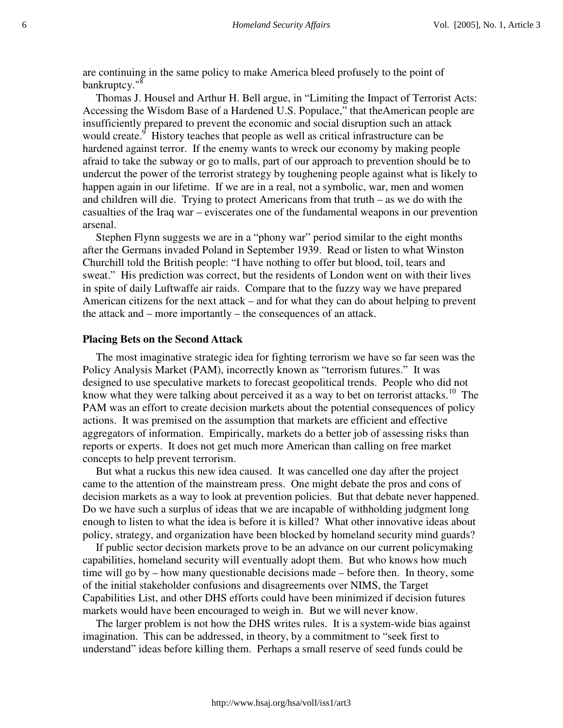are continuing in the same policy to make America bleed profusely to the point of bankruptcy."[8]

Thomas J. Housel and Arthur H. Bell argue, in "Limiting the Impact of Terrorist Acts: Accessing the Wisdom Base of a Hardened U.S. Populace," that theAmerican people are insufficiently prepared to prevent the economic and social disruption such an attack would create.[9] History teaches that people as well as critical infrastructure can be hardened against terror. If the enemy wants to wreck our economy by making people afraid to take the subway or go to malls, part of our approach to prevention should be to undercut the power of the terrorist strategy by toughening people against what is likely to happen again in our lifetime. If we are in a real, not a symbolic, war, men and women and children will die. Trying to protect Americans from that truth – as we do with the casualties of the Iraq war – eviscerates one of the fundamental weapons in our prevention arsenal.

Stephen Flynn suggests we are in a "phony war" period similar to the eight months after the Germans invaded Poland in September 1939. Read or listen to what Winston Churchill told the British people: "I have nothing to offer but blood, toil, tears and sweat." His prediction was correct, but the residents of London went on with their lives in spite of daily Luftwaffe air raids. Compare that to the fuzzy way we have prepared American citizens for the next attack – and for what they can do about helping to prevent the attack and – more importantly – the consequences of an attack.

### Placing Bets on the Second Attack

The most imaginative strategic idea for fighting terrorism we have so far seen was the Policy Analysis Market (PAM), incorrectly known as "terrorism futures." It was designed to use speculative markets to forecast geopolitical trends. People who did not know what they were talking about perceived it as a way to bet on terrorist attacks.[10] The PAM was an effort to create decision markets about the potential consequences of policy actions. It was premised on the assumption that markets are efficient and effective aggregators of information. Empirically, markets do a better job of assessing risks than reports or experts. It does not get much more American than calling on free market concepts to help prevent terrorism.

But what a ruckus this new idea caused. It was cancelled one day after the project came to the attention of the mainstream press. One might debate the pros and cons of decision markets as a way to look at prevention policies. But that debate never happened. Do we have such a surplus of ideas that we are incapable of withholding judgment long enough to listen to what the idea is before it is killed? What other innovative ideas about policy, strategy, and organization have been blocked by homeland security mind guards?

If public sector decision markets prove to be an advance on our current policymaking capabilities, homeland security will eventually adopt them. But who knows how much time will go by – how many questionable decisions made – before then. In theory, some of the initial stakeholder confusions and disagreements over NIMS, the Target Capabilities List, and other DHS efforts could have been minimized if decision futures markets would have been encouraged to weigh in. But we will never know.

The larger problem is not how the DHS writes rules. It is a system-wide bias against imagination. This can be addressed, in theory, by a commitment to "seek first to understand" ideas before killing them. Perhaps a small reserve of seed funds could be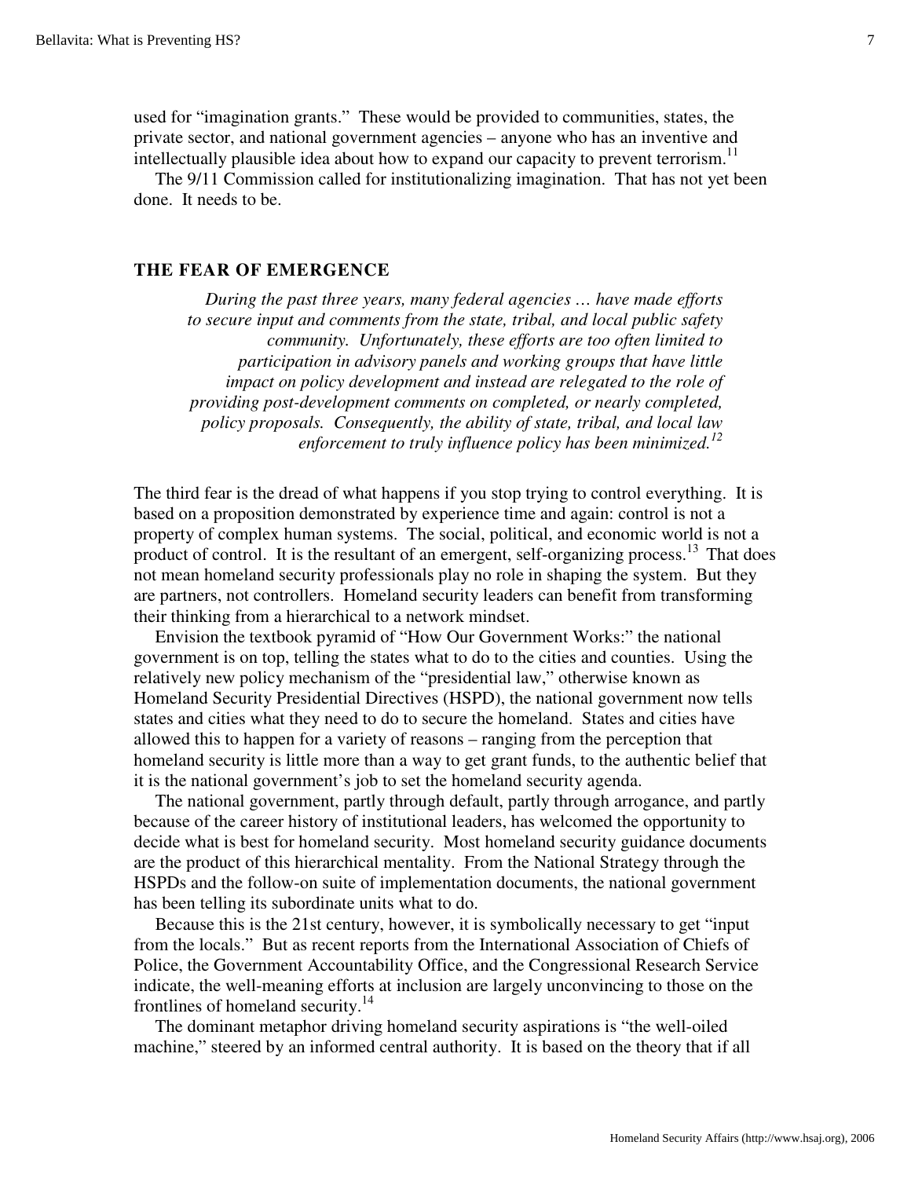used for "imagination grants." These would be provided to communities, states, the private sector, and national government agencies – anyone who has an inventive and intellectually plausible idea about how to expand our capacity to prevent terrorism.[11]

The 9/11 Commission called for institutionalizing imagination. That has not yet been done. It needs to be.

## THE FEAR OF EMERGENCE

> *During the past three years, many federal agencies … have made efforts to secure input and comments from the state, tribal, and local public safety community. Unfortunately, these efforts are too often limited to participation in advisory panels and working groups that have little impact on policy development and instead are relegated to the role of providing post-development comments on completed, or nearly completed, policy proposals. Consequently, the ability of state, tribal, and local law enforcement to truly influence policy has been minimized.*[12]

The third fear is the dread of what happens if you stop trying to control everything. It is based on a proposition demonstrated by experience time and again: control is not a property of complex human systems. The social, political, and economic world is not a product of control. It is the resultant of an emergent, self-organizing process.[13] That does not mean homeland security professionals play no role in shaping the system. But they are partners, not controllers. Homeland security leaders can benefit from transforming their thinking from a hierarchical to a network mindset.

Envision the textbook pyramid of "How Our Government Works:" the national government is on top, telling the states what to do to the cities and counties. Using the relatively new policy mechanism of the "presidential law," otherwise known as Homeland Security Presidential Directives (HSPD), the national government now tells states and cities what they need to do to secure the homeland. States and cities have allowed this to happen for a variety of reasons – ranging from the perception that homeland security is little more than a way to get grant funds, to the authentic belief that it is the national government's job to set the homeland security agenda.

The national government, partly through default, partly through arrogance, and partly because of the career history of institutional leaders, has welcomed the opportunity to decide what is best for homeland security. Most homeland security guidance documents are the product of this hierarchical mentality. From the National Strategy through the HSPDs and the follow-on suite of implementation documents, the national government has been telling its subordinate units what to do.

Because this is the 21st century, however, it is symbolically necessary to get "input from the locals." But as recent reports from the International Association of Chiefs of Police, the Government Accountability Office, and the Congressional Research Service indicate, the well-meaning efforts at inclusion are largely unconvincing to those on the frontlines of homeland security.[14]

The dominant metaphor driving homeland security aspirations is "the well-oiled machine," steered by an informed central authority. It is based on the theory that if all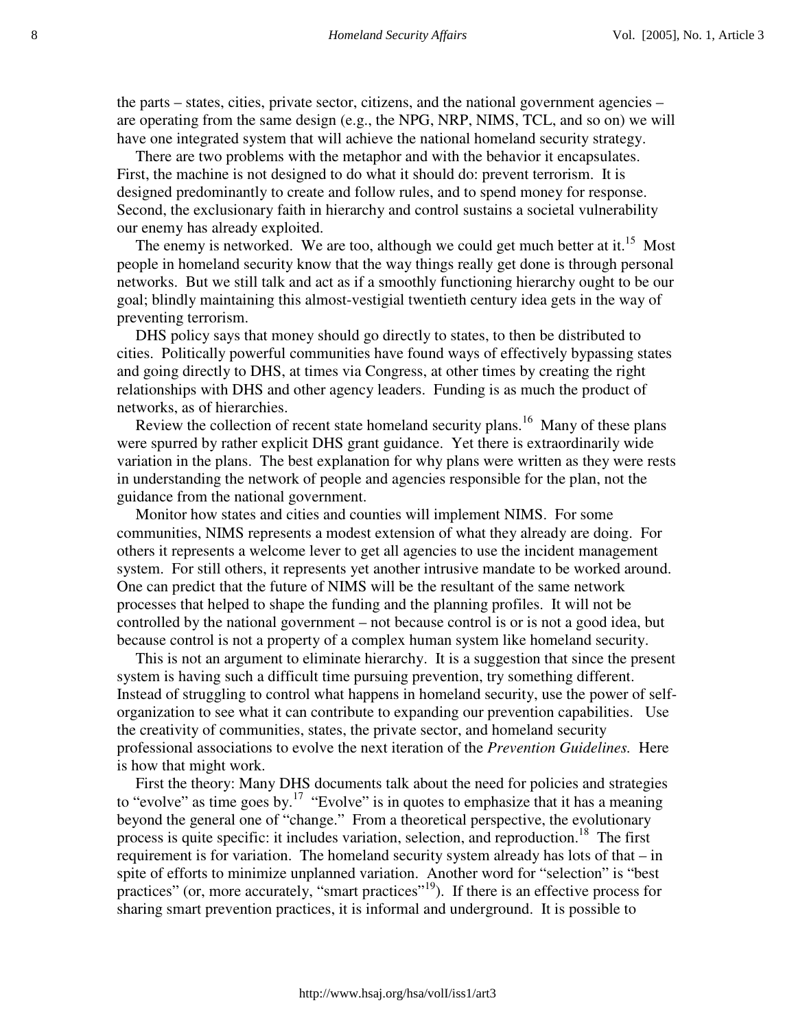the parts – states, cities, private sector, citizens, and the national government agencies – are operating from the same design (e.g., the NPG, NRP, NIMS, TCL, and so on) we will have one integrated system that will achieve the national homeland security strategy.

There are two problems with the metaphor and with the behavior it encapsulates. First, the machine is not designed to do what it should do: prevent terrorism. It is designed predominantly to create and follow rules, and to spend money for response. Second, the exclusionary faith in hierarchy and control sustains a societal vulnerability our enemy has already exploited.

The enemy is networked. We are too, although we could get much better at it.[15] Most people in homeland security know that the way things really get done is through personal networks. But we still talk and act as if a smoothly functioning hierarchy ought to be our goal; blindly maintaining this almost-vestigial twentieth century idea gets in the way of preventing terrorism.

DHS policy says that money should go directly to states, to then be distributed to cities. Politically powerful communities have found ways of effectively bypassing states and going directly to DHS, at times via Congress, at other times by creating the right relationships with DHS and other agency leaders. Funding is as much the product of networks, as of hierarchies.

Review the collection of recent state homeland security plans.[16] Many of these plans were spurred by rather explicit DHS grant guidance. Yet there is extraordinarily wide variation in the plans. The best explanation for why plans were written as they were rests in understanding the network of people and agencies responsible for the plan, not the guidance from the national government.

Monitor how states and cities and counties will implement NIMS. For some communities, NIMS represents a modest extension of what they already are doing. For others it represents a welcome lever to get all agencies to use the incident management system. For still others, it represents yet another intrusive mandate to be worked around. One can predict that the future of NIMS will be the resultant of the same network processes that helped to shape the funding and the planning profiles. It will not be controlled by the national government – not because control is or is not a good idea, but because control is not a property of a complex human system like homeland security.

This is not an argument to eliminate hierarchy. It is a suggestion that since the present system is having such a difficult time pursuing prevention, try something different. Instead of struggling to control what happens in homeland security, use the power of self-organization to see what it can contribute to expanding our prevention capabilities. Use the creativity of communities, states, the private sector, and homeland security professional associations to evolve the next iteration of the *Prevention Guidelines.* Here is how that might work.

First the theory: Many DHS documents talk about the need for policies and strategies to "evolve" as time goes by.[17] "Evolve" is in quotes to emphasize that it has a meaning beyond the general one of "change." From a theoretical perspective, the evolutionary process is quite specific: it includes variation, selection, and reproduction.[18] The first requirement is for variation. The homeland security system already has lots of that – in spite of efforts to minimize unplanned variation. Another word for "selection" is "best practices" (or, more accurately, "smart practices"[19]). If there is an effective process for sharing smart prevention practices, it is informal and underground. It is possible to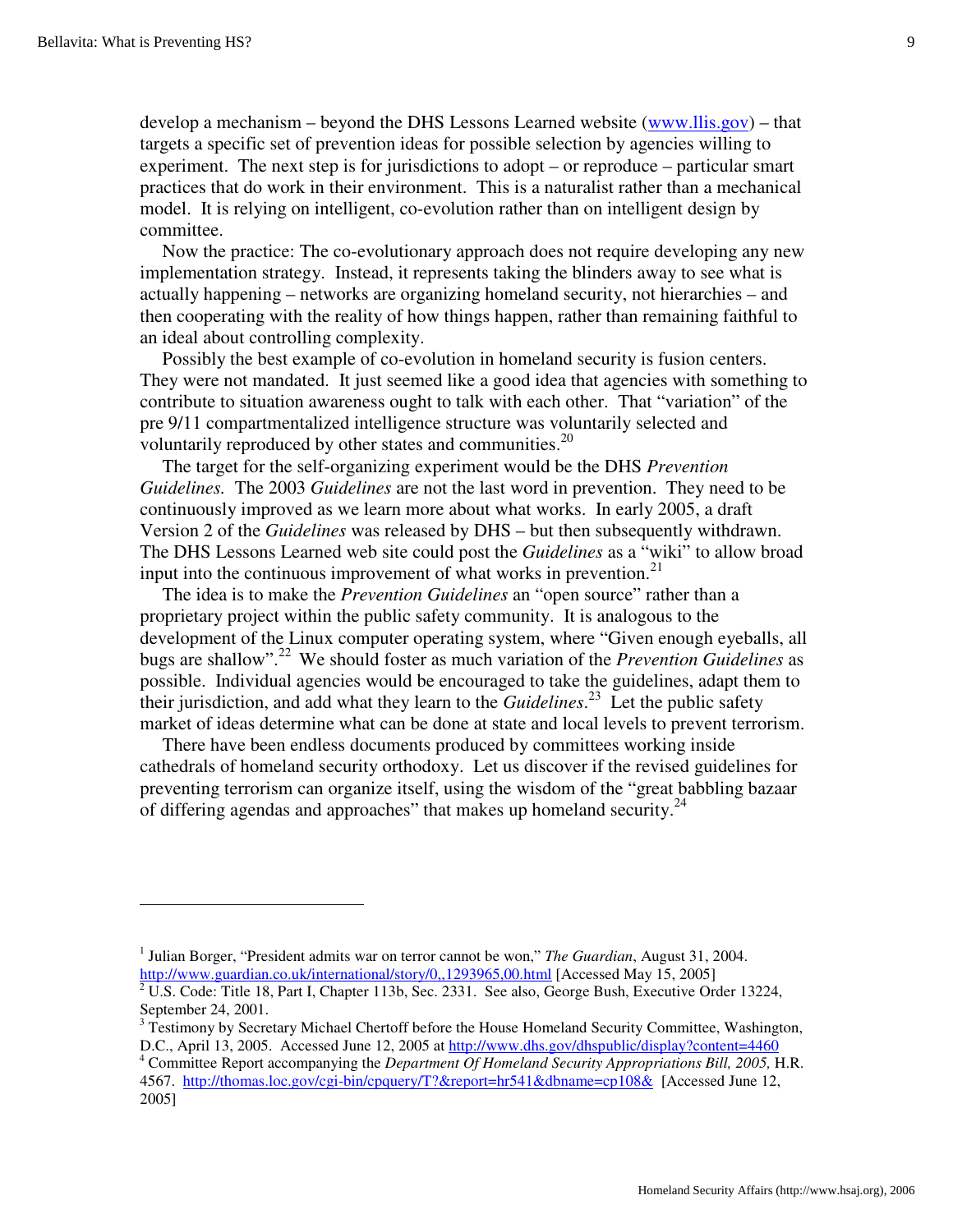develop a mechanism – beyond the DHS Lessons Learned website (www.llis.gov) – that targets a specific set of prevention ideas for possible selection by agencies willing to experiment. The next step is for jurisdictions to adopt – or reproduce – particular smart practices that do work in their environment. This is a naturalist rather than a mechanical model. It is relying on intelligent, co-evolution rather than on intelligent design by committee.

Now the practice: The co-evolutionary approach does not require developing any new implementation strategy. Instead, it represents taking the blinders away to see what is actually happening – networks are organizing homeland security, not hierarchies – and then cooperating with the reality of how things happen, rather than remaining faithful to an ideal about controlling complexity.

Possibly the best example of co-evolution in homeland security is fusion centers. They were not mandated. It just seemed like a good idea that agencies with something to contribute to situation awareness ought to talk with each other. That "variation" of the pre 9/11 compartmentalized intelligence structure was voluntarily selected and voluntarily reproduced by other states and communities.[20]

The target for the self-organizing experiment would be the DHS *Prevention Guidelines.* The 2003 *Guidelines* are not the last word in prevention. They need to be continuously improved as we learn more about what works. In early 2005, a draft Version 2 of the *Guidelines* was released by DHS – but then subsequently withdrawn. The DHS Lessons Learned web site could post the *Guidelines* as a "wiki" to allow broad input into the continuous improvement of what works in prevention.[21]

The idea is to make the *Prevention Guidelines* an "open source" rather than a proprietary project within the public safety community. It is analogous to the development of the Linux computer operating system, where "Given enough eyeballs, all bugs are shallow".[22] We should foster as much variation of the *Prevention Guidelines* as possible. Individual agencies would be encouraged to take the guidelines, adapt them to their jurisdiction, and add what they learn to the *Guidelines*.[23] Let the public safety market of ideas determine what can be done at state and local levels to prevent terrorism.

There have been endless documents produced by committees working inside cathedrals of homeland security orthodoxy. Let us discover if the revised guidelines for preventing terrorism can organize itself, using the wisdom of the "great babbling bazaar of differing agendas and approaches" that makes up homeland security.[24]

---

[1] Julian Borger, "President admits war on terror cannot be won," *The Guardian*, August 31, 2004. http://www.guardian.co.uk/international/story/0,,1293965,00.html [Accessed May 15, 2005]

[2] U.S. Code: Title 18, Part I, Chapter 113b, Sec. 2331. See also, George Bush, Executive Order 13224, September 24, 2001.

[3] Testimony by Secretary Michael Chertoff before the House Homeland Security Committee, Washington, D.C., April 13, 2005. Accessed June 12, 2005 at http://www.dhs.gov/dhspublic/display?content=4460

[4] Committee Report accompanying the *Department Of Homeland Security Appropriations Bill, 2005,* H.R. 4567. http://thomas.loc.gov/cgi-bin/cpquery/T?&report=hr541&dbname=cp108& [Accessed June 12, 2005]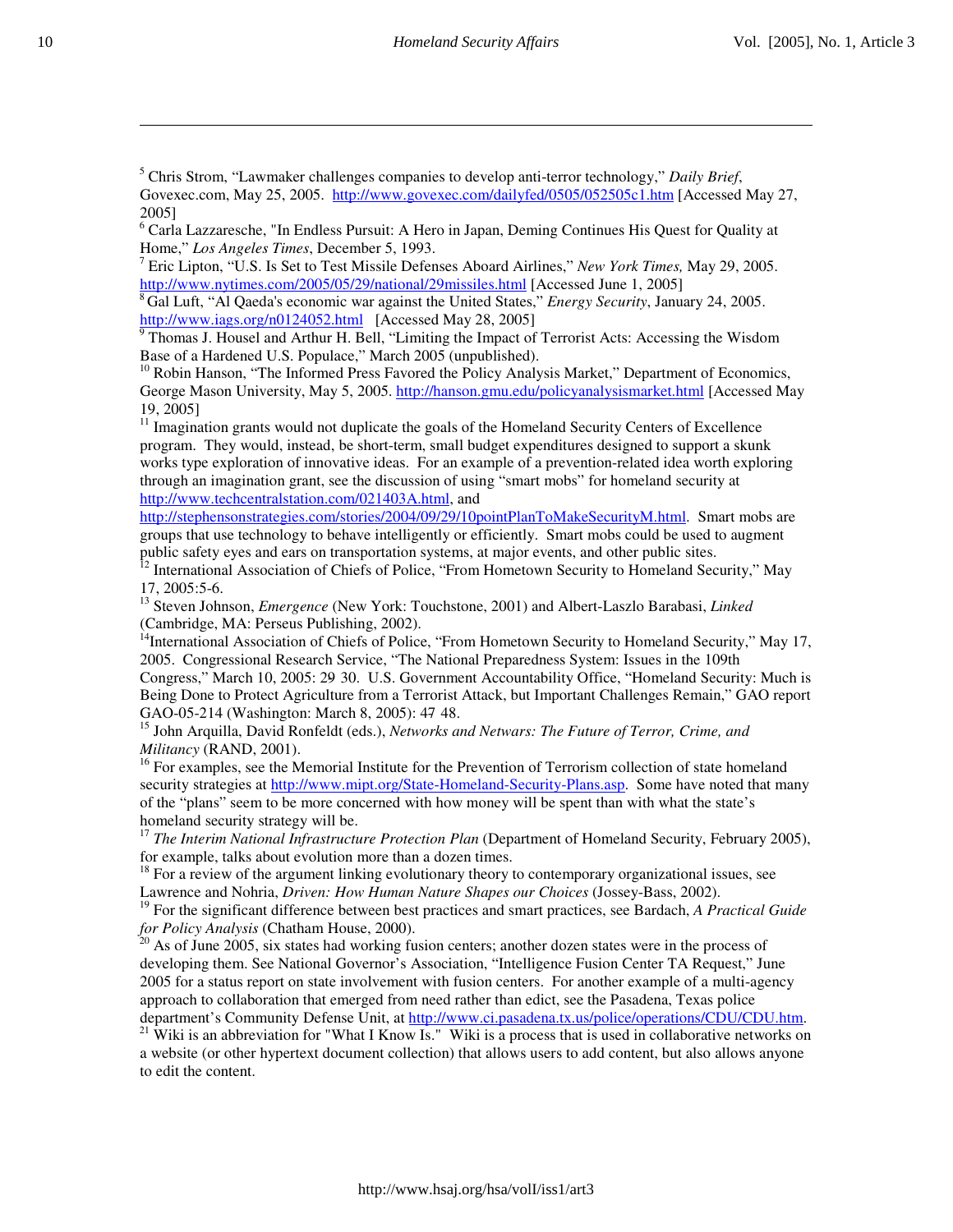[5] Chris Strom, “Lawmaker challenges companies to develop anti-terror technology,” *Daily Brief*, Govexec.com, May 25, 2005. http://www.govexec.com/dailyfed/0505/052505c1.htm [Accessed May 27, 2005]

[6] Carla Lazzaresche, "In Endless Pursuit: A Hero in Japan, Deming Continues His Quest for Quality at Home,” *Los Angeles Times*, December 5, 1993.

[7] Eric Lipton, “U.S. Is Set to Test Missile Defenses Aboard Airlines,” *New York Times,* May 29, 2005. http://www.nytimes.com/2005/05/29/national/29missiles.html [Accessed June 1, 2005]

[8] Gal Luft, “Al Qaeda's economic war against the United States,” *Energy Security*, January 24, 2005. http://www.iags.org/n0124052.html [Accessed May 28, 2005]

[9] Thomas J. Housel and Arthur H. Bell, “Limiting the Impact of Terrorist Acts: Accessing the Wisdom Base of a Hardened U.S. Populace,” March 2005 (unpublished).

[10] Robin Hanson, “The Informed Press Favored the Policy Analysis Market,” Department of Economics, George Mason University, May 5, 2005. http://hanson.gmu.edu/policyanalysismarket.html [Accessed May 19, 2005]

[11] Imagination grants would not duplicate the goals of the Homeland Security Centers of Excellence program. They would, instead, be short-term, small budget expenditures designed to support a skunk works type exploration of innovative ideas. For an example of a prevention-related idea worth exploring through an imagination grant, see the discussion of using “smart mobs” for homeland security at http://www.techcentralstation.com/021403A.html, and http://stephensonstrategies.com/stories/2004/09/29/10pointPlanToMakeSecurityM.html. Smart mobs are groups that use technology to behave intelligently or efficiently. Smart mobs could be used to augment public safety eyes and ears on transportation systems, at major events, and other public sites.

[12] International Association of Chiefs of Police, “From Hometown Security to Homeland Security,” May 17, 2005:5-6.

[13] Steven Johnson, *Emergence* (New York: Touchstone, 2001) and Albert-Laszlo Barabasi, *Linked* (Cambridge, MA: Perseus Publishing, 2002).

[14] International Association of Chiefs of Police, “From Hometown Security to Homeland Security,” May 17, 2005. Congressional Research Service, “The National Preparedness System: Issues in the 109th Congress,” March 10, 2005: 29 30. U.S. Government Accountability Office, “Homeland Security: Much is Being Done to Protect Agriculture from a Terrorist Attack, but Important Challenges Remain,” GAO report GAO-05-214 (Washington: March 8, 2005): 47 48.

[15] John Arquilla, David Ronfeldt (eds.), *Networks and Netwars: The Future of Terror, Crime, and Militancy* (RAND, 2001).

[16] For examples, see the Memorial Institute for the Prevention of Terrorism collection of state homeland security strategies at http://www.mipt.org/State-Homeland-Security-Plans.asp. Some have noted that many of the “plans” seem to be more concerned with how money will be spent than with what the state’s homeland security strategy will be.

[17] *The Interim National Infrastructure Protection Plan* (Department of Homeland Security, February 2005), for example, talks about evolution more than a dozen times.

[18] For a review of the argument linking evolutionary theory to contemporary organizational issues, see Lawrence and Nohria, *Driven: How Human Nature Shapes our Choices* (Jossey-Bass, 2002).

[19] For the significant difference between best practices and smart practices, see Bardach, *A Practical Guide for Policy Analysis* (Chatham House, 2000).

[20] As of June 2005, six states had working fusion centers; another dozen states were in the process of developing them. See National Governor’s Association, “Intelligence Fusion Center TA Request,” June 2005 for a status report on state involvement with fusion centers. For another example of a multi-agency approach to collaboration that emerged from need rather than edict, see the Pasadena, Texas police department’s Community Defense Unit, at http://www.ci.pasadena.tx.us/police/operations/CDU/CDU.htm.

[21] Wiki is an abbreviation for "What I Know Is." Wiki is a process that is used in collaborative networks on a website (or other hypertext document collection) that allows users to add content, but also allows anyone to edit the content.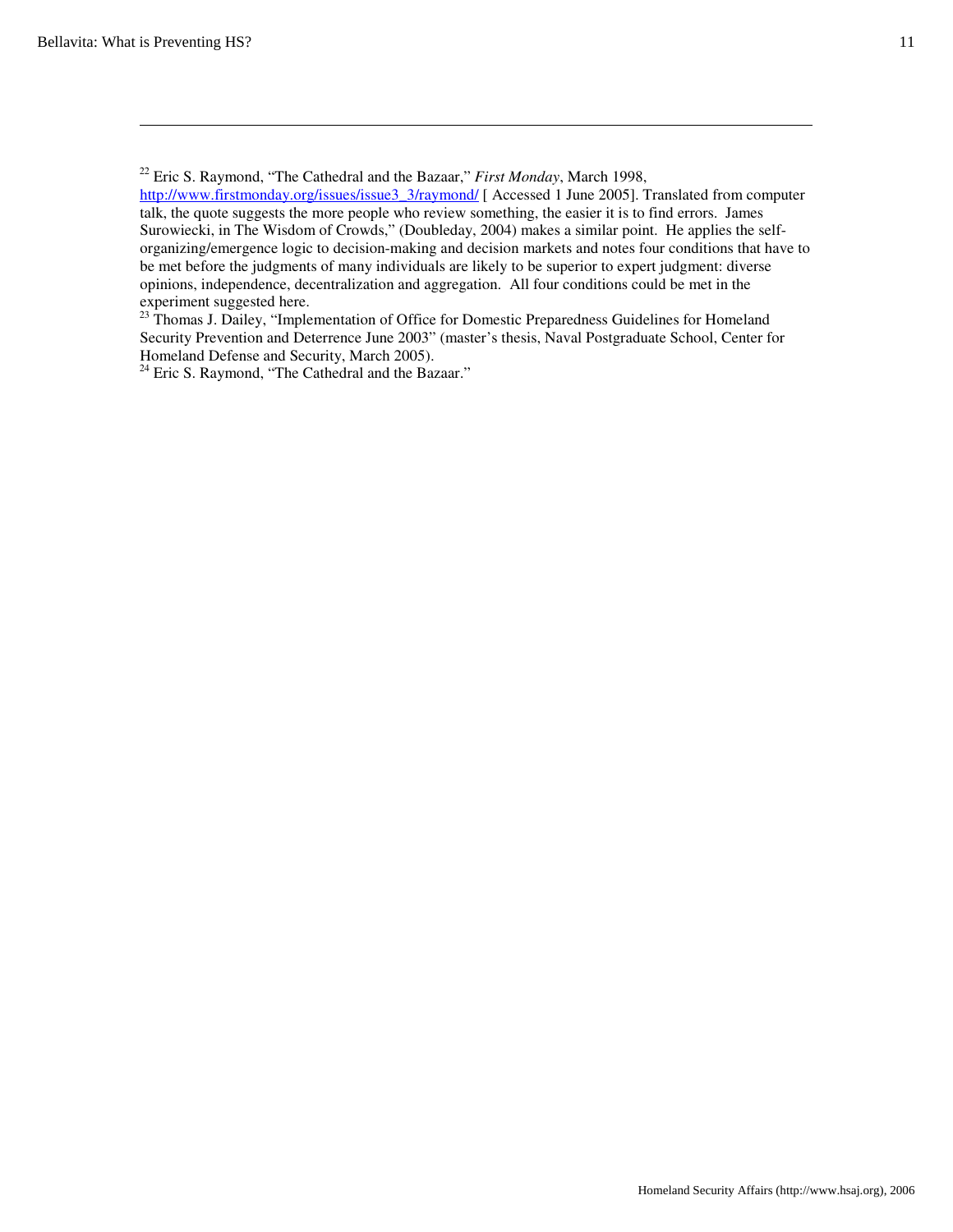[22] Eric S. Raymond, "The Cathedral and the Bazaar," *First Monday*, March 1998, http://www.firstmonday.org/issues/issue3_3/raymond/ [ Accessed 1 June 2005]. Translated from computer talk, the quote suggests the more people who review something, the easier it is to find errors. James Surowiecki, in The Wisdom of Crowds," (Doubleday, 2004) makes a similar point. He applies the self-organizing/emergence logic to decision-making and decision markets and notes four conditions that have to be met before the judgments of many individuals are likely to be superior to expert judgment: diverse opinions, independence, decentralization and aggregation. All four conditions could be met in the experiment suggested here.

[23] Thomas J. Dailey, "Implementation of Office for Domestic Preparedness Guidelines for Homeland Security Prevention and Deterrence June 2003" (master's thesis, Naval Postgraduate School, Center for Homeland Defense and Security, March 2005).

[24] Eric S. Raymond, "The Cathedral and the Bazaar."